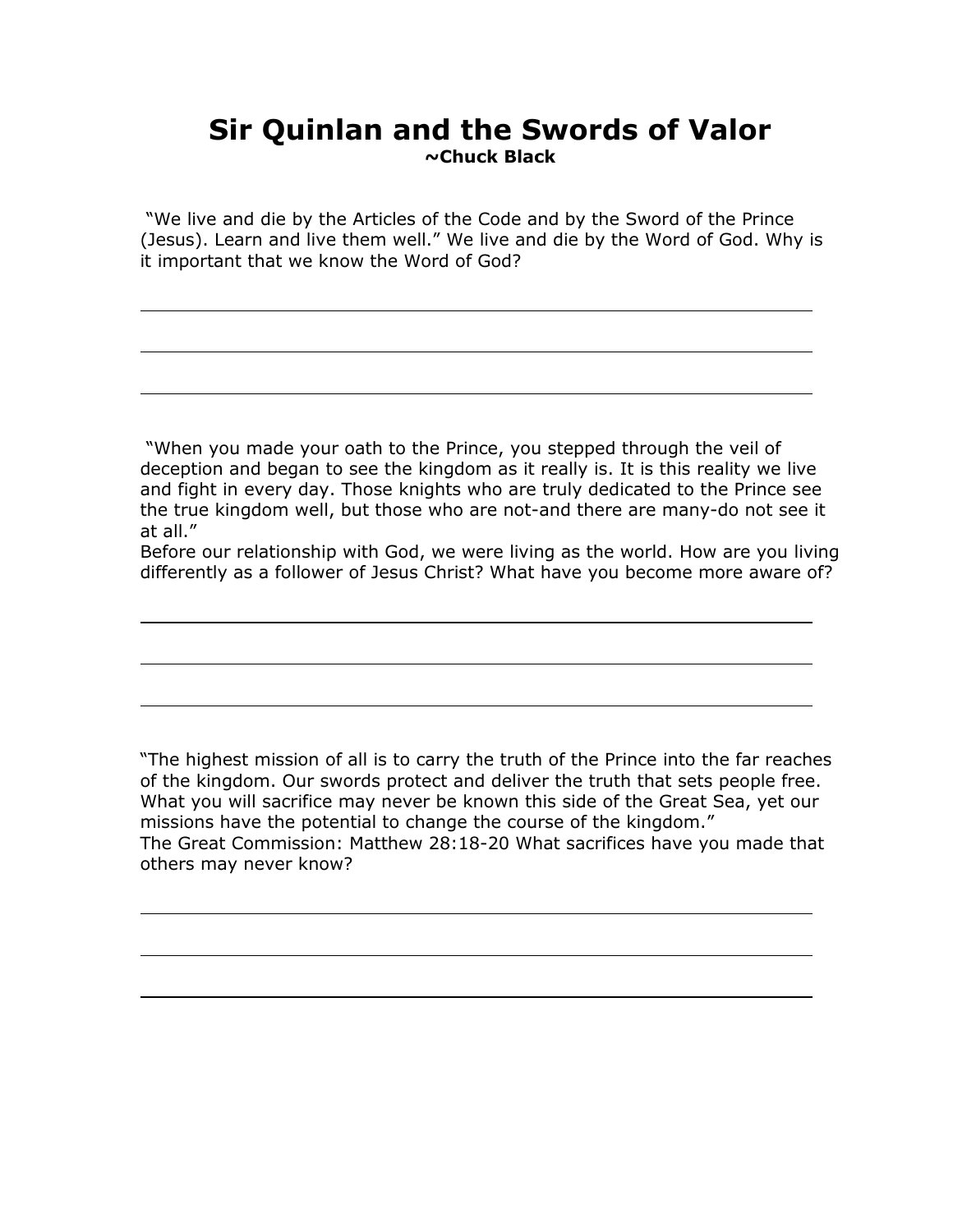# Sir Quinlan and the Swords of Valor

**~Chuck Black**

"We live and die by the Articles of the Code and by the Sword of the Prince (Jesus). Learn and live them well." We live and die by the Word of God. Why is it important that we know the Word of God?

"When you made your oath to the Prince, you stepped through the veil of deception and began to see the kingdom as it really is. It is this reality we live and fight in every day. Those knights who are truly dedicated to the Prince see the true kingdom well, but those who are not-and there are many-do not see it at all."

Before our relationship with God, we were living as the world. How are you living differently as a follower of Jesus Christ? What have you become more aware of?

"The highest mission of all is to carry the truth of the Prince into the far reaches of the kingdom. Our swords protect and deliver the truth that sets people free. What you will sacrifice may never be known this side of the Great Sea, yet our missions have the potential to change the course of the kingdom."

The Great Commission: Matthew 28:18-20 What sacrifices have you made that others may never know?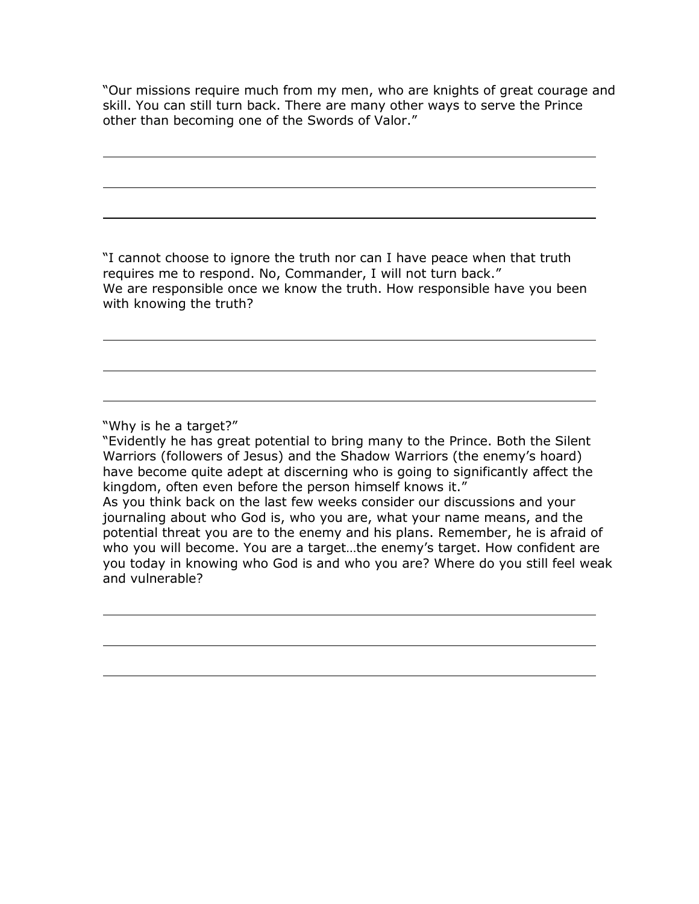"Our missions require much from my men, who are knights of great courage and skill. You can still turn back. There are many other ways to serve the Prince other than becoming one of the Swords of Valor."

"I cannot choose to ignore the truth nor can I have peace when that truth requires me to respond. No, Commander, I will not turn back."
We are responsible once we know the truth. How responsible have you been with knowing the truth?

"Why is he a target?"
"Evidently he has great potential to bring many to the Prince. Both the Silent Warriors (followers of Jesus) and the Shadow Warriors (the enemy's hoard) have become quite adept at discerning who is going to significantly affect the kingdom, often even before the person himself knows it."
As you think back on the last few weeks consider our discussions and your journaling about who God is, who you are, what your name means, and the potential threat you are to the enemy and his plans. Remember, he is afraid of who you will become. You are a target…the enemy's target. How confident are you today in knowing who God is and who you are? Where do you still feel weak and vulnerable?